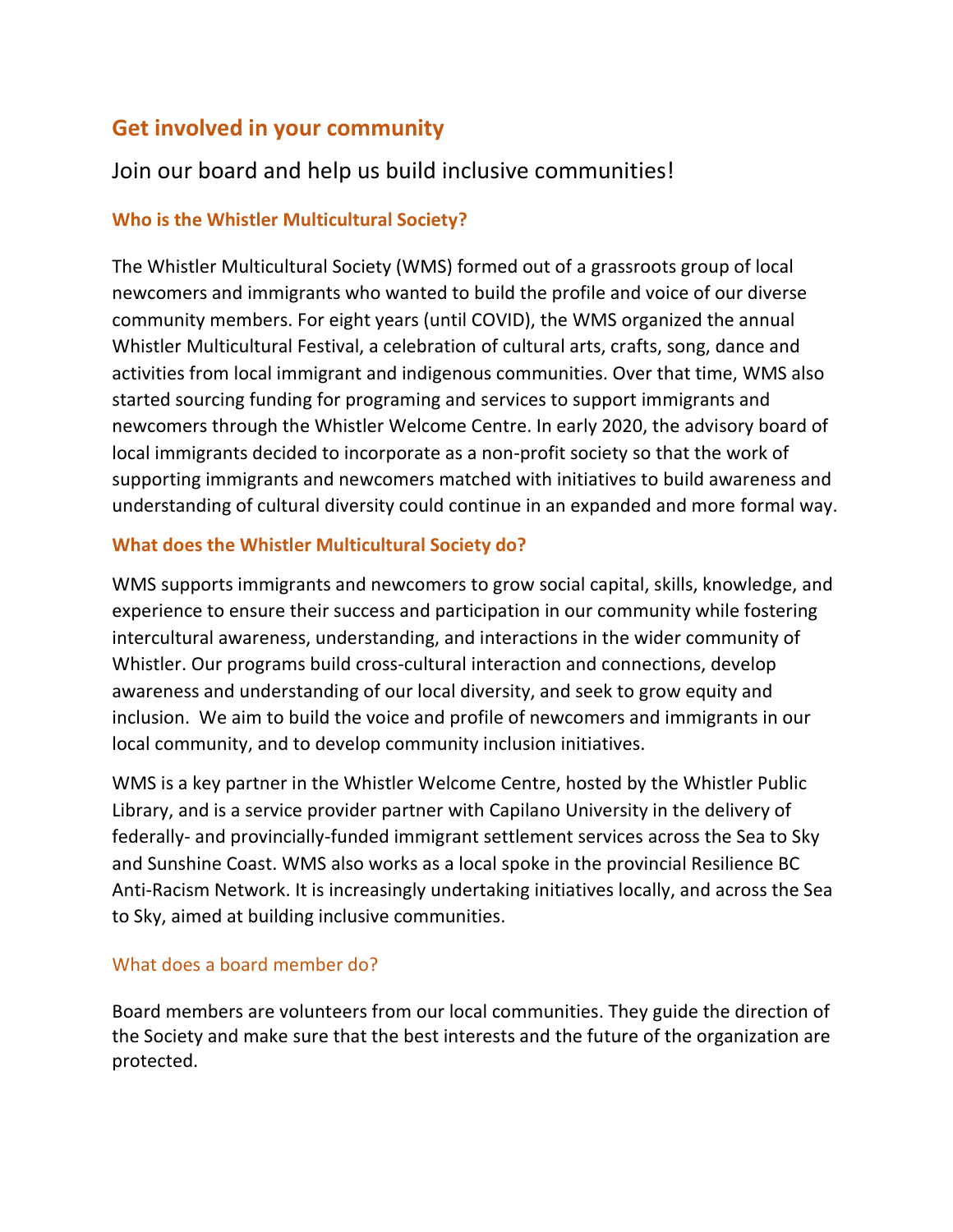# Get involved in your community

## Join our board and help us build inclusive communities!

### Who is the Whistler Multicultural Society?

The Whistler Multicultural Society (WMS) formed out of a grassroots group of local newcomers and immigrants who wanted to build the profile and voice of our diverse community members. For eight years (until COVID), the WMS organized the annual Whistler Multicultural Festival, a celebration of cultural arts, crafts, song, dance and activities from local immigrant and indigenous communities. Over that time, WMS also started sourcing funding for programing and services to support immigrants and newcomers through the Whistler Welcome Centre. In early 2020, the advisory board of local immigrants decided to incorporate as a non-profit society so that the work of supporting immigrants and newcomers matched with initiatives to build awareness and understanding of cultural diversity could continue in an expanded and more formal way.

### What does the Whistler Multicultural Society do?

WMS supports immigrants and newcomers to grow social capital, skills, knowledge, and experience to ensure their success and participation in our community while fostering intercultural awareness, understanding, and interactions in the wider community of Whistler. Our programs build cross-cultural interaction and connections, develop awareness and understanding of our local diversity, and seek to grow equity and inclusion. We aim to build the voice and profile of newcomers and immigrants in our local community, and to develop community inclusion initiatives.

WMS is a key partner in the Whistler Welcome Centre, hosted by the Whistler Public Library, and is a service provider partner with Capilano University in the delivery of federally- and provincially-funded immigrant settlement services across the Sea to Sky and Sunshine Coast. WMS also works as a local spoke in the provincial Resilience BC Anti-Racism Network. It is increasingly undertaking initiatives locally, and across the Sea to Sky, aimed at building inclusive communities.

### What does a board member do?

Board members are volunteers from our local communities. They guide the direction of the Society and make sure that the best interests and the future of the organization are protected.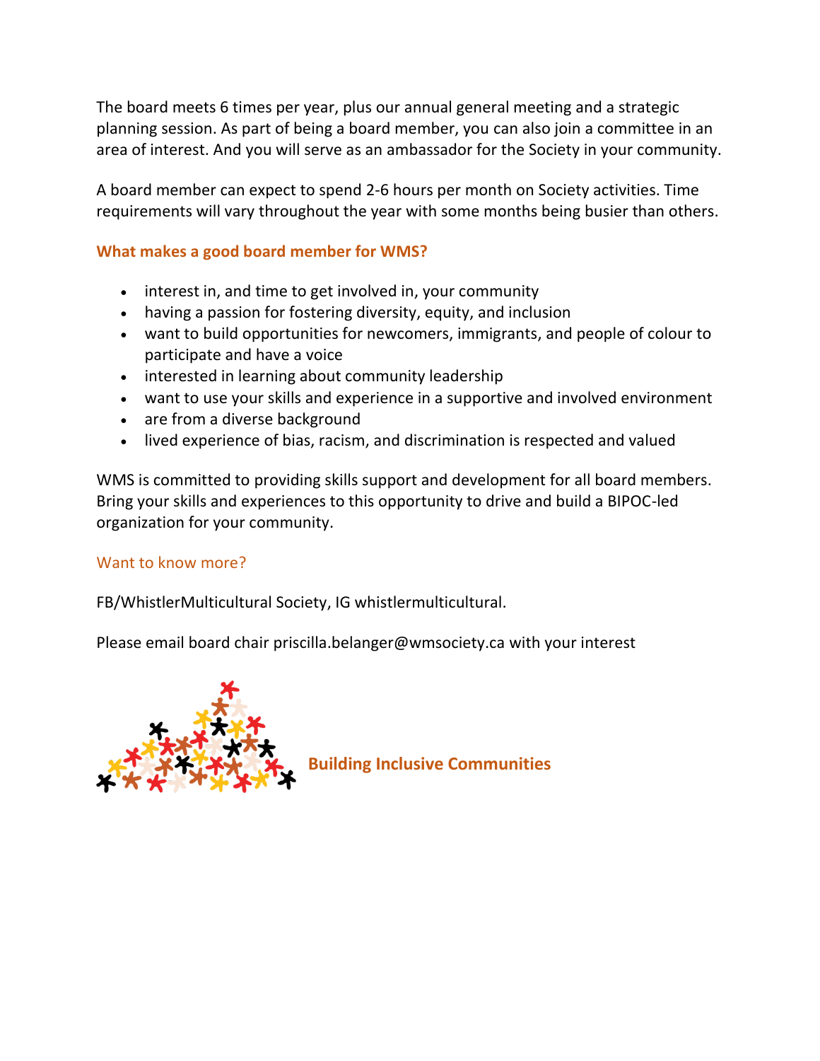The board meets 6 times per year, plus our annual general meeting and a strategic planning session. As part of being a board member, you can also join a committee in an area of interest. And you will serve as an ambassador for the Society in your community.

A board member can expect to spend 2-6 hours per month on Society activities. Time requirements will vary throughout the year with some months being busier than others.

### What makes a good board member for WMS?

- interest in, and time to get involved in, your community
- having a passion for fostering diversity, equity, and inclusion
- want to build opportunities for newcomers, immigrants, and people of colour to participate and have a voice
- interested in learning about community leadership
- want to use your skills and experience in a supportive and involved environment
- are from a diverse background
- lived experience of bias, racism, and discrimination is respected and valued

WMS is committed to providing skills support and development for all board members. Bring your skills and experiences to this opportunity to drive and build a BIPOC-led organization for your community.

### Want to know more?

FB/WhistlerMulticultural Society, IG whistlermulticultural.

Please email board chair priscilla.belanger@wmsociety.ca with your interest

**Building Inclusive Communities**